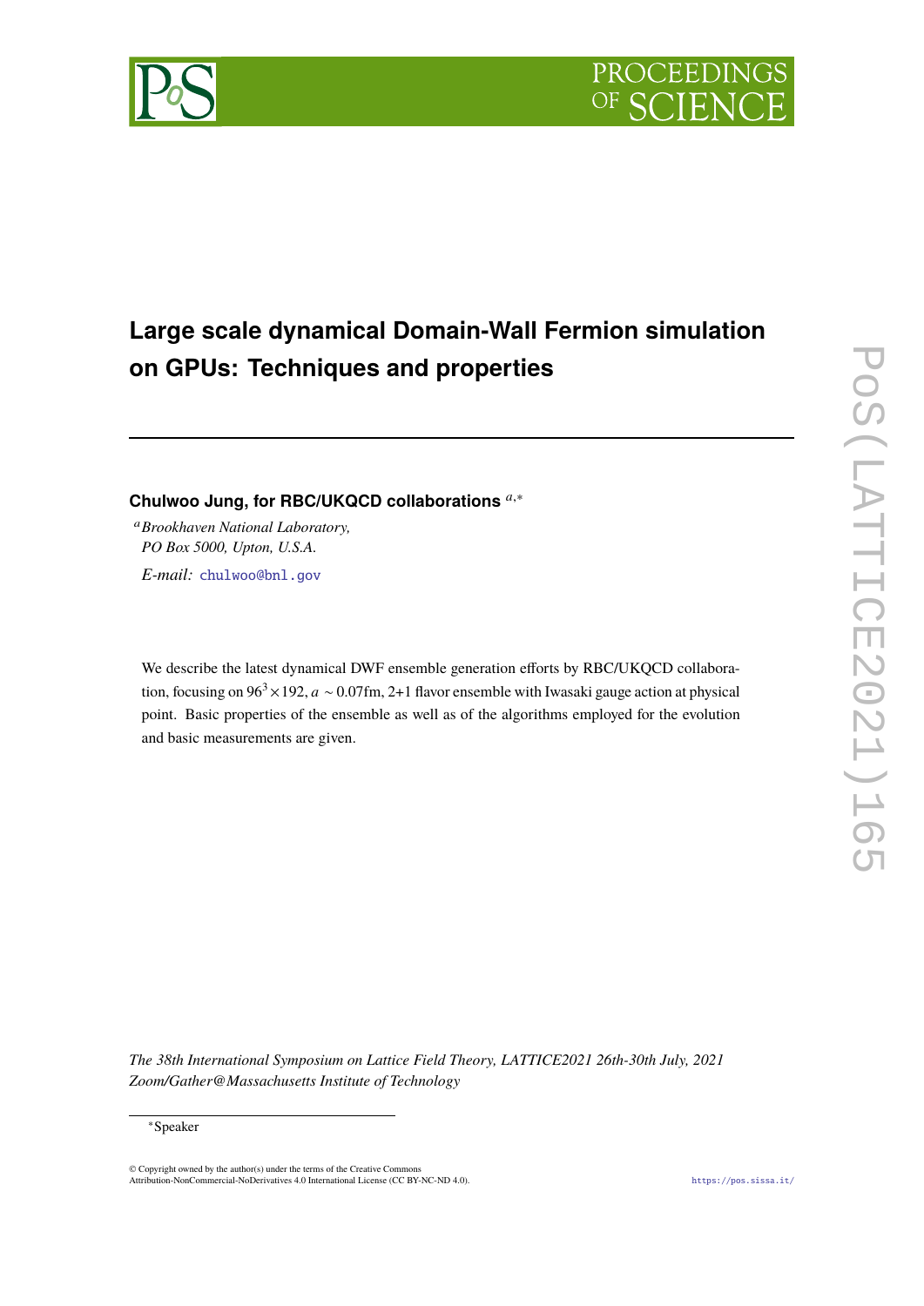# Large scale dynamical Domain-Wall Fermion simulation on GPUs: Techniques and properties

**Chulwoo Jung, for RBC/UKQCD collaborations** [a,*]

[a] *Brookhaven National Laboratory, PO Box 5000, Upton, U.S.A.*

*E-mail:* chulwoo@bnl.gov

We describe the latest dynamical DWF ensemble generation efforts by RBC/UKQCD collaboration, focusing on $96^3 \times 192$, $a \sim 0.07$fm, 2+1 flavor ensemble with Iwasaki gauge action at physical point. Basic properties of the ensemble as well as of the algorithms employed for the evolution and basic measurements are given.

*The 38th International Symposium on Lattice Field Theory, LATTICE2021 26th-30th July, 2021 Zoom/Gather@Massachusetts Institute of Technology*

*Speaker

© Copyright owned by the author(s) under the terms of the Creative Commons Attribution-NonCommercial-NoDerivatives 4.0 International License (CC BY-NC-ND 4.0).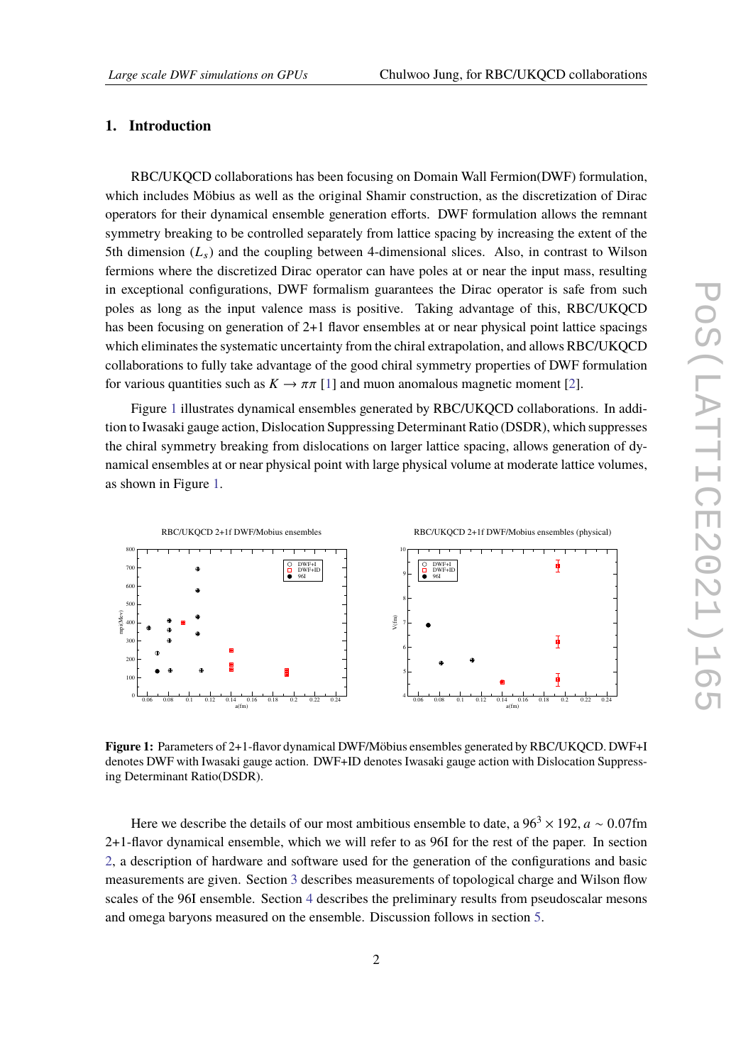## 1. Introduction

RBC/UKQCD collaborations has been focusing on Domain Wall Fermion(DWF) formulation, which includes Möbius as well as the original Shamir construction, as the discretization of Dirac operators for their dynamical ensemble generation efforts. DWF formulation allows the remnant symmetry breaking to be controlled separately from lattice spacing by increasing the extent of the 5th dimension ($L_s$) and the coupling between 4-dimensional slices. Also, in contrast to Wilson fermions where the discretized Dirac operator can have poles at or near the input mass, resulting in exceptional configurations, DWF formalism guarantees the Dirac operator is safe from such poles as long as the input valence mass is positive. Taking advantage of this, RBC/UKQCD has been focusing on generation of 2+1 flavor ensembles at or near physical point lattice spacings which eliminates the systematic uncertainty from the chiral extrapolation, and allows RBC/UKQCD collaborations to fully take advantage of the good chiral symmetry properties of DWF formulation for various quantities such as $K \to \pi\pi$ [1] and muon anomalous magnetic moment [2].

Figure 1 illustrates dynamical ensembles generated by RBC/UKQCD collaborations. In addition to Iwasaki gauge action, Dislocation Suppressing Determinant Ratio (DSDR), which suppresses the chiral symmetry breaking from dislocations on larger lattice spacing, allows generation of dynamical ensembles at or near physical point with large physical volume at moderate lattice volumes, as shown in Figure 1.

**Figure 1:** Parameters of 2+1-flavor dynamical DWF/Möbius ensembles generated by RBC/UKQCD. DWF+I denotes DWF with Iwasaki gauge action. DWF+ID denotes Iwasaki gauge action with Dislocation Suppressing Determinant Ratio(DSDR).

Here we describe the details of our most ambitious ensemble to date, a $96^3 \times 192$, $a \sim 0.07$fm 2+1-flavor dynamical ensemble, which we will refer to as 96I for the rest of the paper. In section 2, a description of hardware and software used for the generation of the configurations and basic measurements are given. Section 3 describes measurements of topological charge and Wilson flow scales of the 96I ensemble. Section 4 describes the preliminary results from pseudoscalar mesons and omega baryons measured on the ensemble. Discussion follows in section 5.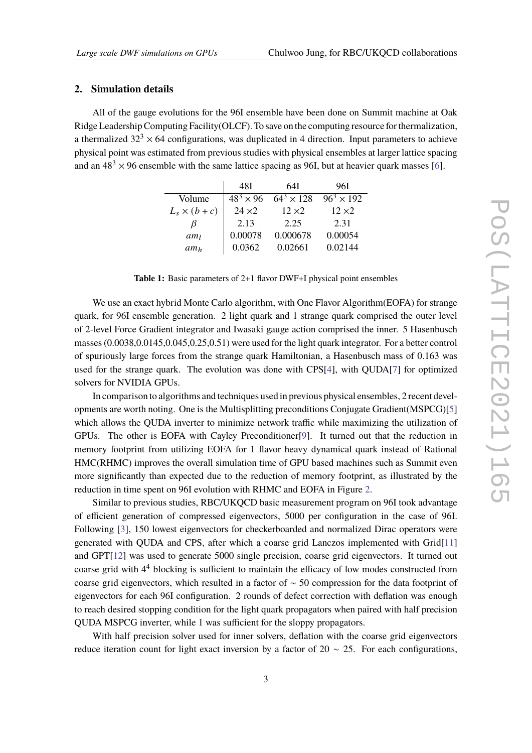## 2. Simulation details

All of the gauge evolutions for the 96I ensemble have been done on Summit machine at Oak Ridge Leadership Computing Facility(OLCF). To save on the computing resource for thermalization, a thermalized $32^3 \times 64$ configurations, was duplicated in 4 direction. Input parameters to achieve physical point was estimated from previous studies with physical ensembles at larger lattice spacing and an $48^3 \times 96$ ensemble with the same lattice spacing as 96I, but at heavier quark masses [6].

| | 48I | 64I | 96I |
|---|---|---|---|
| Volume | $48^3 \times 96$ | $64^3 \times 128$ | $96^3 \times 192$ |
| $L_s \times (b+c)$ | $24 \times 2$ | $12 \times 2$ | $12 \times 2$ |
| $\beta$ | 2.13 | 2.25 | 2.31 |
| $am_l$ | 0.00078 | 0.000678 | 0.00054 |
| $am_h$ | 0.0362 | 0.02661 | 0.02144 |

**Table 1:** Basic parameters of 2+1 flavor DWF+I physical point ensembles

We use an exact hybrid Monte Carlo algorithm, with One Flavor Algorithm(EOFA) for strange quark, for 96I ensemble generation. 2 light quark and 1 strange quark comprised the outer level of 2-level Force Gradient integrator and Iwasaki gauge action comprised the inner. 5 Hasenbusch masses (0.0038,0.0145,0.045,0.25,0.51) were used for the light quark integrator. For a better control of spuriously large forces from the strange quark Hamiltonian, a Hasenbusch mass of 0.163 was used for the strange quark. The evolution was done with CPS[4], with QUDA[7] for optimized solvers for NVIDIA GPUs.

In comparison to algorithms and techniques used in previous physical ensembles, 2 recent developments are worth noting. One is the Multisplitting preconditions Conjugate Gradient(MSPCG)[5] which allows the QUDA inverter to minimize network traffic while maximizing the utilization of GPUs. The other is EOFA with Cayley Preconditioner[9]. It turned out that the reduction in memory footprint from utilizing EOFA for 1 flavor heavy dynamical quark instead of Rational HMC(RHMC) improves the overall simulation time of GPU based machines such as Summit even more significantly than expected due to the reduction of memory footprint, as illustrated by the reduction in time spent on 96I evolution with RHMC and EOFA in Figure 2.

Similar to previous studies, RBC/UKQCD basic measurement program on 96I took advantage of efficient generation of compressed eigenvectors, 5000 per configuration in the case of 96I. Following [3], 150 lowest eigenvectors for checkerboarded and normalized Dirac operators were generated with QUDA and CPS, after which a coarse grid Lanczos implemented with Grid[11] and GPT[12] was used to generate 5000 single precision, coarse grid eigenvectors. It turned out coarse grid with $4^4$ blocking is sufficient to maintain the efficacy of low modes constructed from coarse grid eigenvectors, which resulted in a factor of $\sim 50$ compression for the data footprint of eigenvectors for each 96I configuration. 2 rounds of defect correction with deflation was enough to reach desired stopping condition for the light quark propagators when paired with half precision QUDA MSPCG inverter, while 1 was sufficient for the sloppy propagators.

With half precision solver used for inner solvers, deflation with the coarse grid eigenvectors reduce iteration count for light exact inversion by a factor of $20 \sim 25$. For each configurations,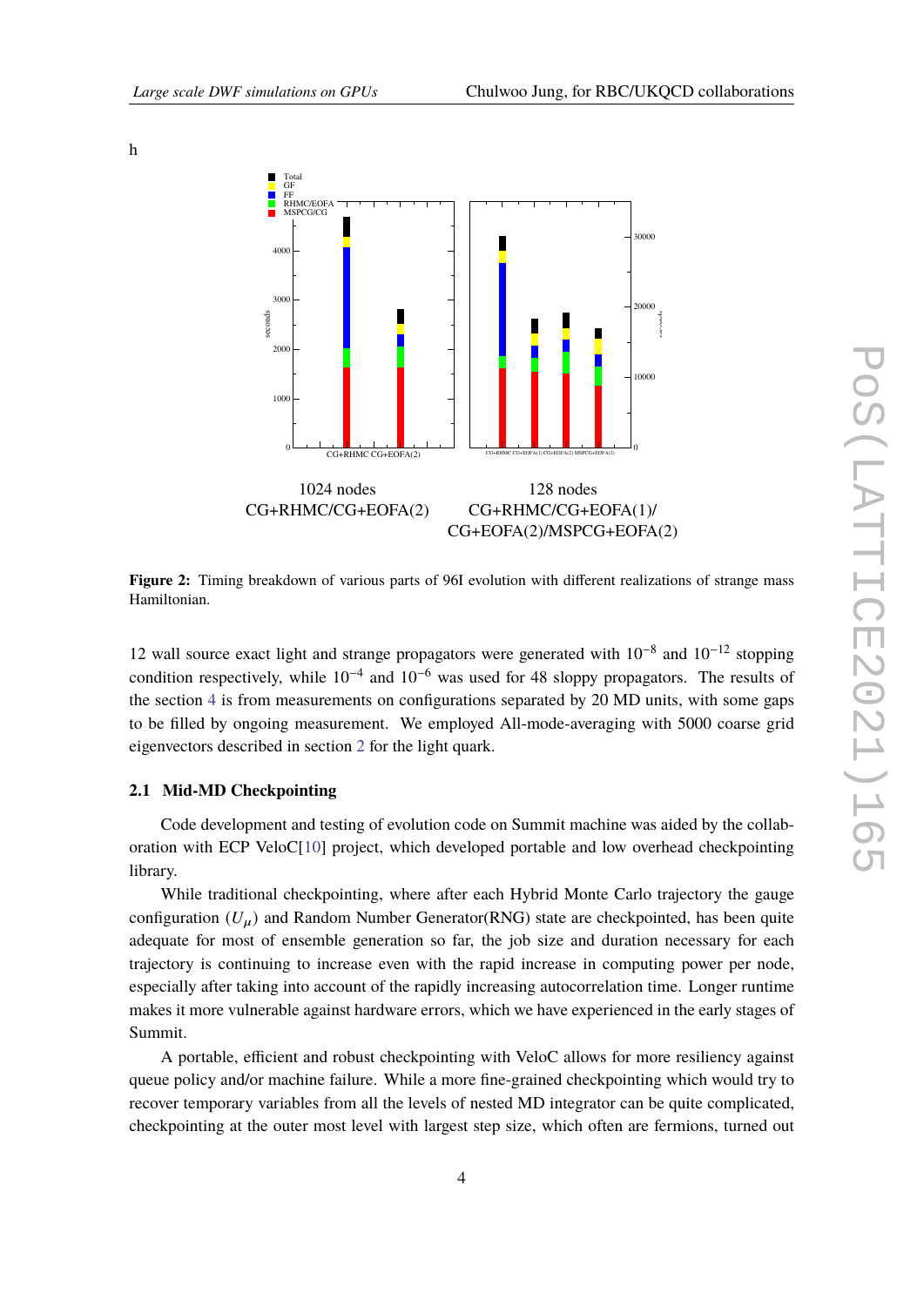h

1024 nodes
CG+RHMC/CG+EOFA(2)

128 nodes
CG+RHMC/CG+EOFA(1)/
CG+EOFA(2)/MSPCG+EOFA(2)

**Figure 2:** Timing breakdown of various parts of 96I evolution with different realizations of strange mass Hamiltonian.

12 wall source exact light and strange propagators were generated with $10^{-8}$ and $10^{-12}$ stopping condition respectively, while $10^{-4}$ and $10^{-6}$ was used for 48 sloppy propagators. The results of the section 4 is from measurements on configurations separated by 20 MD units, with some gaps to be filled by ongoing measurement. We employed All-mode-averaging with 5000 coarse grid eigenvectors described in section 2 for the light quark.

### 2.1 Mid-MD Checkpointing

Code development and testing of evolution code on Summit machine was aided by the collaboration with ECP VeloC[10] project, which developed portable and low overhead checkpointing library.

While traditional checkpointing, where after each Hybrid Monte Carlo trajectory the gauge configuration ($U_\mu$) and Random Number Generator(RNG) state are checkpointed, has been quite adequate for most of ensemble generation so far, the job size and duration necessary for each trajectory is continuing to increase even with the rapid increase in computing power per node, especially after taking into account of the rapidly increasing autocorrelation time. Longer runtime makes it more vulnerable against hardware errors, which we have experienced in the early stages of Summit.

A portable, efficient and robust checkpointing with VeloC allows for more resiliency against queue policy and/or machine failure. While a more fine-grained checkpointing which would try to recover temporary variables from all the levels of nested MD integrator can be quite complicated, checkpointing at the outer most level with largest step size, which often are fermions, turned out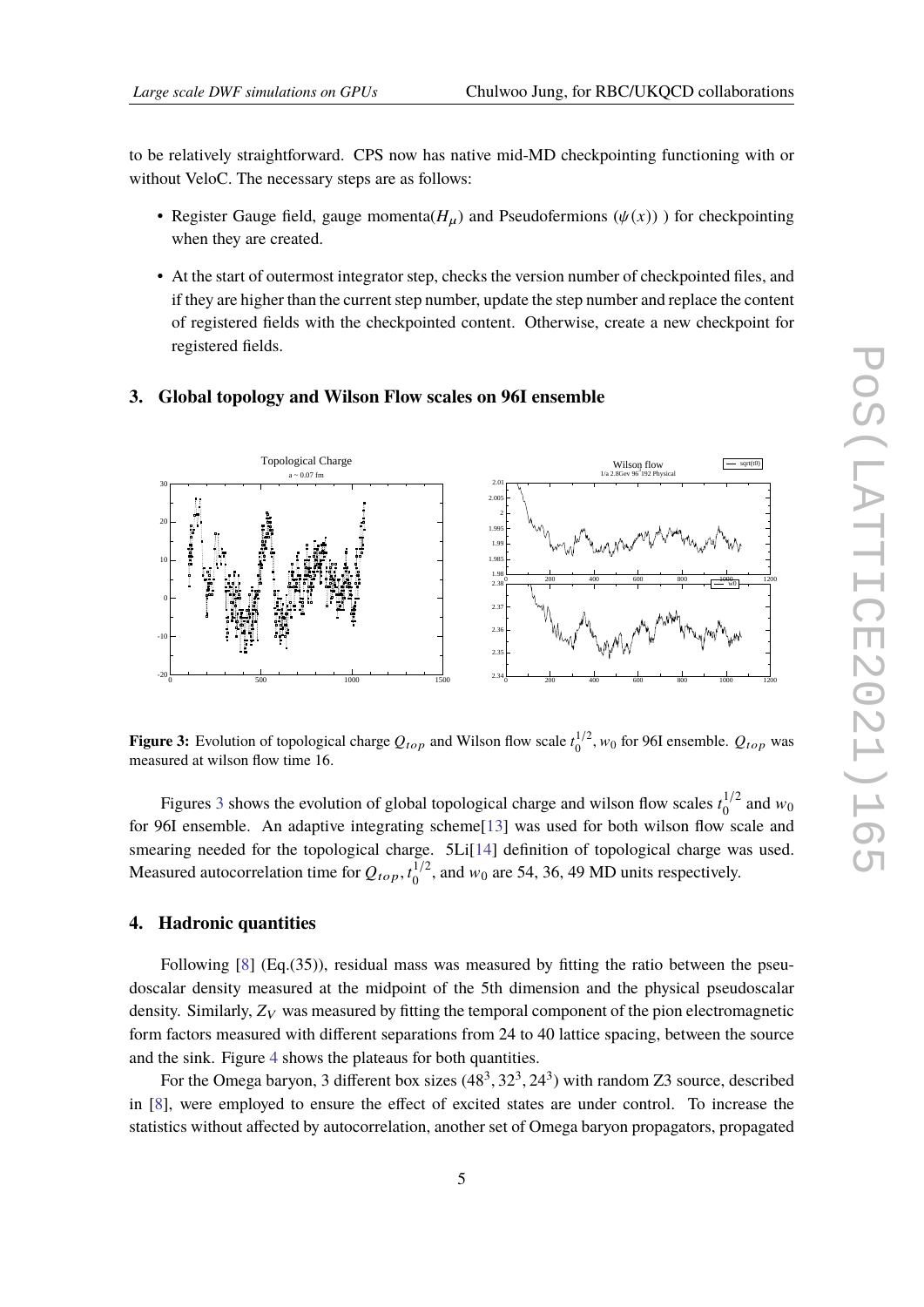to be relatively straightforward. CPS now has native mid-MD checkpointing functioning with or without VeloC. The necessary steps are as follows:

- Register Gauge field, gauge momenta($H_\mu$) and Pseudofermions ($\psi(x)$) ) for checkpointing when they are created.
- At the start of outermost integrator step, checks the version number of checkpointed files, and if they are higher than the current step number, update the step number and replace the content of registered fields with the checkpointed content. Otherwise, create a new checkpoint for registered fields.

## 3. Global topology and Wilson Flow scales on 96I ensemble

**Figure 3:** Evolution of topological charge $Q_{top}$ and Wilson flow scale $t_0^{1/2}, w_0$ for 96I ensemble. $Q_{top}$ was measured at wilson flow time 16.

Figures 3 shows the evolution of global topological charge and wilson flow scales $t_0^{1/2}$ and $w_0$ for 96I ensemble. An adaptive integrating scheme[13] was used for both wilson flow scale and smearing needed for the topological charge. 5Li[14] definition of topological charge was used. Measured autocorrelation time for $Q_{top}, t_0^{1/2}$, and $w_0$ are 54, 36, 49 MD units respectively.

## 4. Hadronic quantities

Following [8] (Eq.(35)), residual mass was measured by fitting the ratio between the pseudoscalar density measured at the midpoint of the 5th dimension and the physical pseudoscalar density. Similarly, $Z_V$ was measured by fitting the temporal component of the pion electromagnetic form factors measured with different separations from 24 to 40 lattice spacing, between the source and the sink. Figure 4 shows the plateaus for both quantities.

For the Omega baryon, 3 different box sizes $(48^3, 32^3, 24^3)$ with random Z3 source, described in [8], were employed to ensure the effect of excited states are under control. To increase the statistics without affected by autocorrelation, another set of Omega baryon propagators, propagated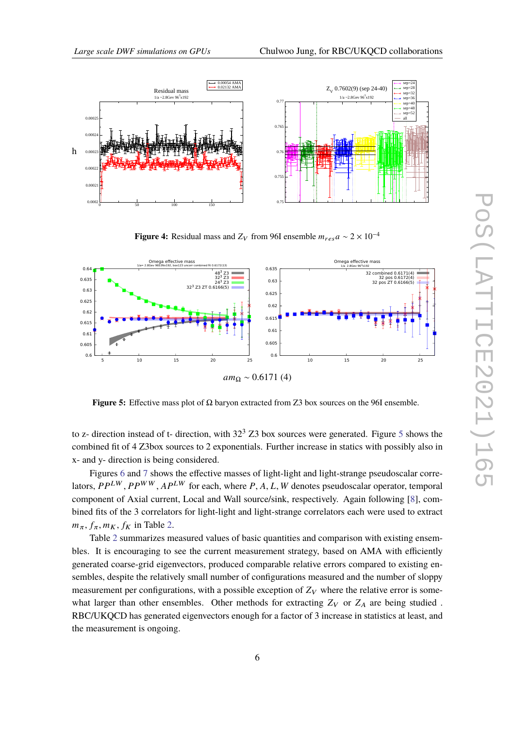**Figure 4:** Residual mass and $Z_V$ from 96I ensemble $m_{res}a \sim 2 \times 10^{-4}$

$am_\Omega \sim 0.6171\ (4)$

**Figure 5:** Effective mass plot of $\Omega$ baryon extracted from Z3 box sources on the 96I ensemble.

to z- direction instead of t- direction, with $32^3$ Z3 box sources were generated. Figure 5 shows the combined fit of 4 Z3box sources to 2 exponentials. Further increase in statics with possibly also in x- and y- direction is being considered.

Figures 6 and 7 shows the effective masses of light-light and light-strange pseudoscalar correlators, $PP^{LW}$, $PP^{WW}$, $AP^{LW}$ for each, where $P, A, L, W$ denotes pseudoscalar operator, temporal component of Axial current, Local and Wall source/sink, respectively. Again following [8], combined fits of the 3 correlators for light-light and light-strange correlators each were used to extract $m_\pi, f_\pi, m_K, f_K$ in Table 2.

Table 2 summarizes measured values of basic quantities and comparison with existing ensembles. It is encouraging to see the current measurement strategy, based on AMA with efficiently generated coarse-grid eigenvectors, produced comparable relative errors compared to existing ensembles, despite the relatively small number of configurations measured and the number of sloppy measurement per configurations, with a possible exception of $Z_V$ where the relative error is somewhat larger than other ensembles. Other methods for extracting $Z_V$ or $Z_A$ are being studied . RBC/UKQCD has generated eigenvectors enough for a factor of 3 increase in statistics at least, and the measurement is ongoing.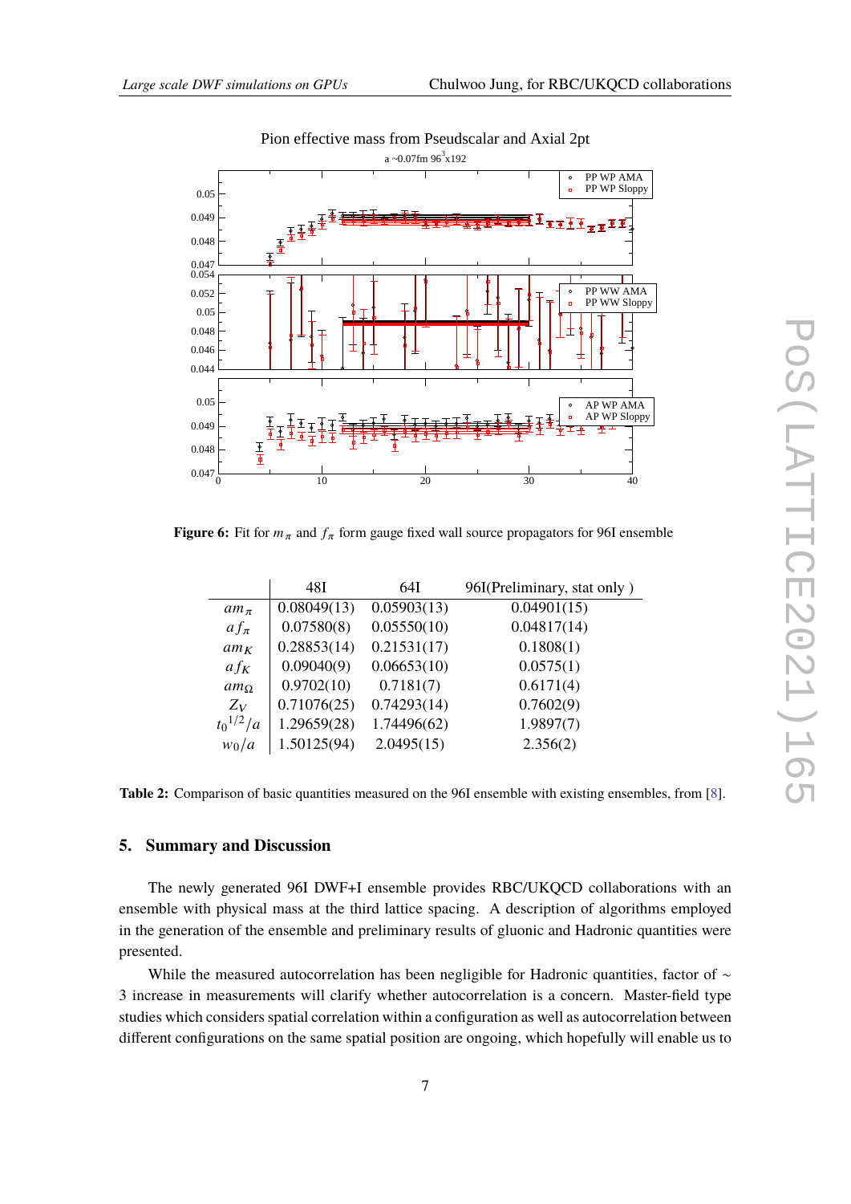Figure 6: Fit for $m_\pi$ and $f_\pi$ form gauge fixed wall source propagators for 96I ensemble

| | 48I | 64I | 96I(Preliminary, stat only ) |
|---|---|---|---|
| $am_\pi$ | 0.08049(13) | 0.05903(13) | 0.04901(15) |
| $af_\pi$ | 0.07580(8) | 0.05550(10) | 0.04817(14) |
| $am_K$ | 0.28853(14) | 0.21531(17) | 0.1808(1) |
| $af_K$ | 0.09040(9) | 0.06653(10) | 0.0575(1) |
| $am_\Omega$ | 0.9702(10) | 0.7181(7) | 0.6171(4) |
| $Z_V$ | 0.71076(25) | 0.74293(14) | 0.7602(9) |
| $t_0^{1/2}/a$ | 1.29659(28) | 1.74496(62) | 1.9897(7) |
| $w_0/a$ | 1.50125(94) | 2.0495(15) | 2.356(2) |

**Table 2:** Comparison of basic quantities measured on the 96I ensemble with existing ensembles, from [8].

## 5. Summary and Discussion

The newly generated 96I DWF+I ensemble provides RBC/UKQCD collaborations with an ensemble with physical mass at the third lattice spacing. A description of algorithms employed in the generation of the ensemble and preliminary results of gluonic and Hadronic quantities were presented.

While the measured autocorrelation has been negligible for Hadronic quantities, factor of ~ 3 increase in measurements will clarify whether autocorrelation is a concern. Master-field type studies which considers spatial correlation within a configuration as well as autocorrelation between different configurations on the same spatial position are ongoing, which hopefully will enable us to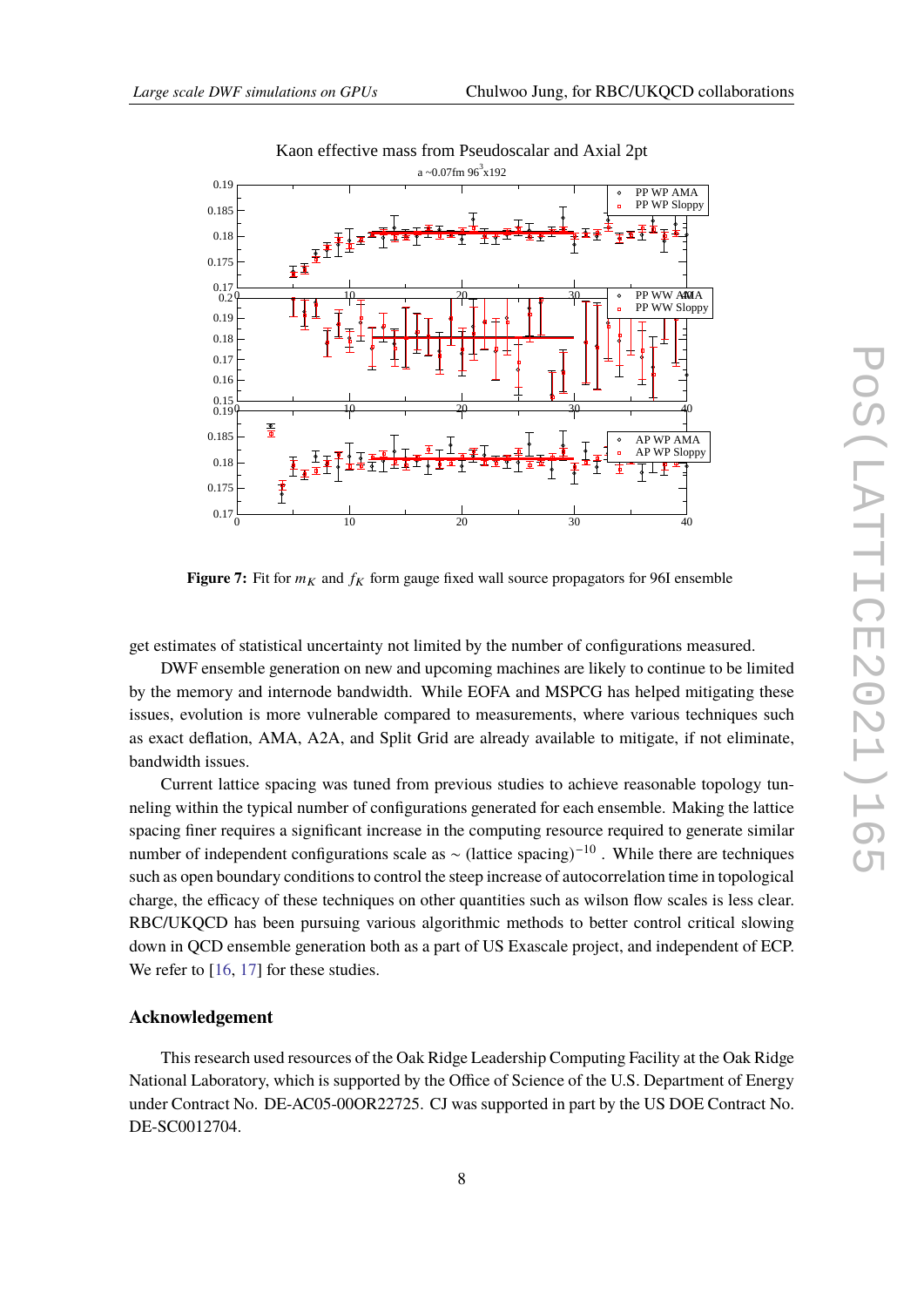Kaon effective mass from Pseudoscalar and Axial 2pt

Figure 7: Fit for $m_K$ and $f_K$ form gauge fixed wall source propagators for 96I ensemble

get estimates of statistical uncertainty not limited by the number of configurations measured.

DWF ensemble generation on new and upcoming machines are likely to continue to be limited by the memory and internode bandwidth. While EOFA and MSPCG has helped mitigating these issues, evolution is more vulnerable compared to measurements, where various techniques such as exact deflation, AMA, A2A, and Split Grid are already available to mitigate, if not eliminate, bandwidth issues.

Current lattice spacing was tuned from previous studies to achieve reasonable topology tunneling within the typical number of configurations generated for each ensemble. Making the lattice spacing finer requires a significant increase in the computing resource required to generate similar number of independent configurations scale as $\sim$ (lattice spacing)$^{-10}$ . While there are techniques such as open boundary conditions to control the steep increase of autocorrelation time in topological charge, the efficacy of these techniques on other quantities such as wilson flow scales is less clear. RBC/UKQCD has been pursuing various algorithmic methods to better control critical slowing down in QCD ensemble generation both as a part of US Exascale project, and independent of ECP. We refer to [16, 17] for these studies.

## Acknowledgement

This research used resources of the Oak Ridge Leadership Computing Facility at the Oak Ridge National Laboratory, which is supported by the Office of Science of the U.S. Department of Energy under Contract No. DE-AC05-00OR22725. CJ was supported in part by the US DOE Contract No. DE-SC0012704.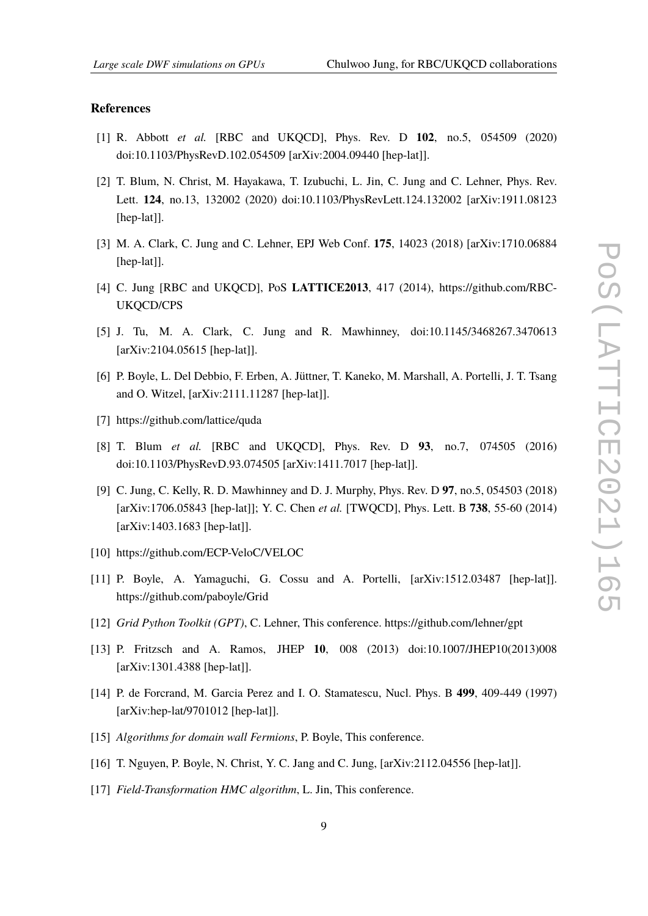### References

[1] R. Abbott *et al.* [RBC and UKQCD], Phys. Rev. D **102**, no.5, 054509 (2020) doi:10.1103/PhysRevD.102.054509 [arXiv:2004.09440 [hep-lat]].

[2] T. Blum, N. Christ, M. Hayakawa, T. Izubuchi, L. Jin, C. Jung and C. Lehner, Phys. Rev. Lett. **124**, no.13, 132002 (2020) doi:10.1103/PhysRevLett.124.132002 [arXiv:1911.08123 [hep-lat]].

[3] M. A. Clark, C. Jung and C. Lehner, EPJ Web Conf. **175**, 14023 (2018) [arXiv:1710.06884 [hep-lat]].

[4] C. Jung [RBC and UKQCD], PoS **LATTICE2013**, 417 (2014), https://github.com/RBC-UKQCD/CPS

[5] J. Tu, M. A. Clark, C. Jung and R. Mawhinney, doi:10.1145/3468267.3470613 [arXiv:2104.05615 [hep-lat]].

[6] P. Boyle, L. Del Debbio, F. Erben, A. Jüttner, T. Kaneko, M. Marshall, A. Portelli, J. T. Tsang and O. Witzel, [arXiv:2111.11287 [hep-lat]].

[7] https://github.com/lattice/quda

[8] T. Blum *et al.* [RBC and UKQCD], Phys. Rev. D **93**, no.7, 074505 (2016) doi:10.1103/PhysRevD.93.074505 [arXiv:1411.7017 [hep-lat]].

[9] C. Jung, C. Kelly, R. D. Mawhinney and D. J. Murphy, Phys. Rev. D **97**, no.5, 054503 (2018) [arXiv:1706.05843 [hep-lat]]; Y. C. Chen *et al.* [TWQCD], Phys. Lett. B **738**, 55-60 (2014) [arXiv:1403.1683 [hep-lat]].

[10] https://github.com/ECP-VeloC/VELOC

[11] P. Boyle, A. Yamaguchi, G. Cossu and A. Portelli, [arXiv:1512.03487 [hep-lat]]. https://github.com/paboyle/Grid

[12] *Grid Python Toolkit (GPT)*, C. Lehner, This conference. https://github.com/lehner/gpt

[13] P. Fritzsch and A. Ramos, JHEP **10**, 008 (2013) doi:10.1007/JHEP10(2013)008 [arXiv:1301.4388 [hep-lat]].

[14] P. de Forcrand, M. Garcia Perez and I. O. Stamatescu, Nucl. Phys. B **499**, 409-449 (1997) [arXiv:hep-lat/9701012 [hep-lat]].

[15] *Algorithms for domain wall Fermions*, P. Boyle, This conference.

[16] T. Nguyen, P. Boyle, N. Christ, Y. C. Jang and C. Jung, [arXiv:2112.04556 [hep-lat]].

[17] *Field-Transformation HMC algorithm*, L. Jin, This conference.